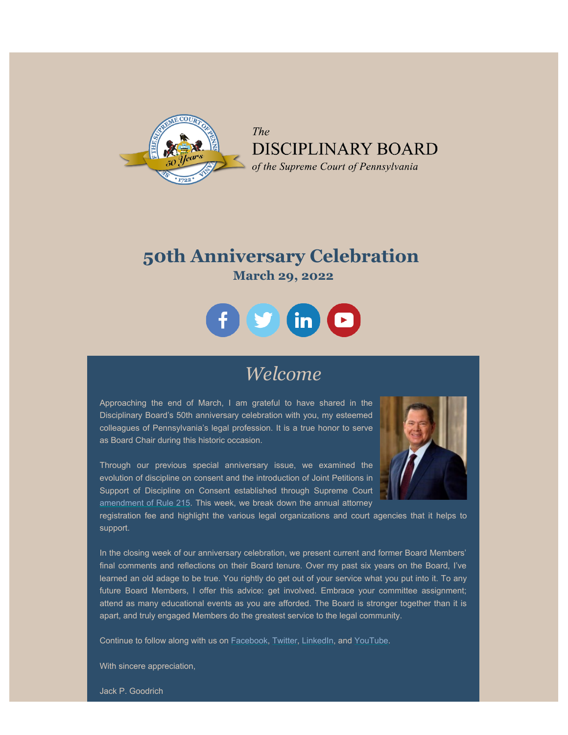*The*
DISCIPLINARY BOARD
*of the Supreme Court of Pennsylvania*

# 50th Anniversary Celebration

## March 29, 2022

## *Welcome*

Approaching the end of March, I am grateful to have shared in the Disciplinary Board's 50th anniversary celebration with you, my esteemed colleagues of Pennsylvania's legal profession. It is a true honor to serve as Board Chair during this historic occasion.

Through our previous special anniversary issue, we examined the evolution of discipline on consent and the introduction of Joint Petitions in Support of Discipline on Consent established through Supreme Court amendment of Rule 215. This week, we break down the annual attorney registration fee and highlight the various legal organizations and court agencies that it helps to support.

In the closing week of our anniversary celebration, we present current and former Board Members' final comments and reflections on their Board tenure. Over my past six years on the Board, I've learned an old adage to be true. You rightly do get out of your service what you put into it. To any future Board Members, I offer this advice: get involved. Embrace your committee assignment; attend as many educational events as you are afforded. The Board is stronger together than it is apart, and truly engaged Members do the greatest service to the legal community.

Continue to follow along with us on Facebook, Twitter, LinkedIn, and YouTube.

With sincere appreciation,

Jack P. Goodrich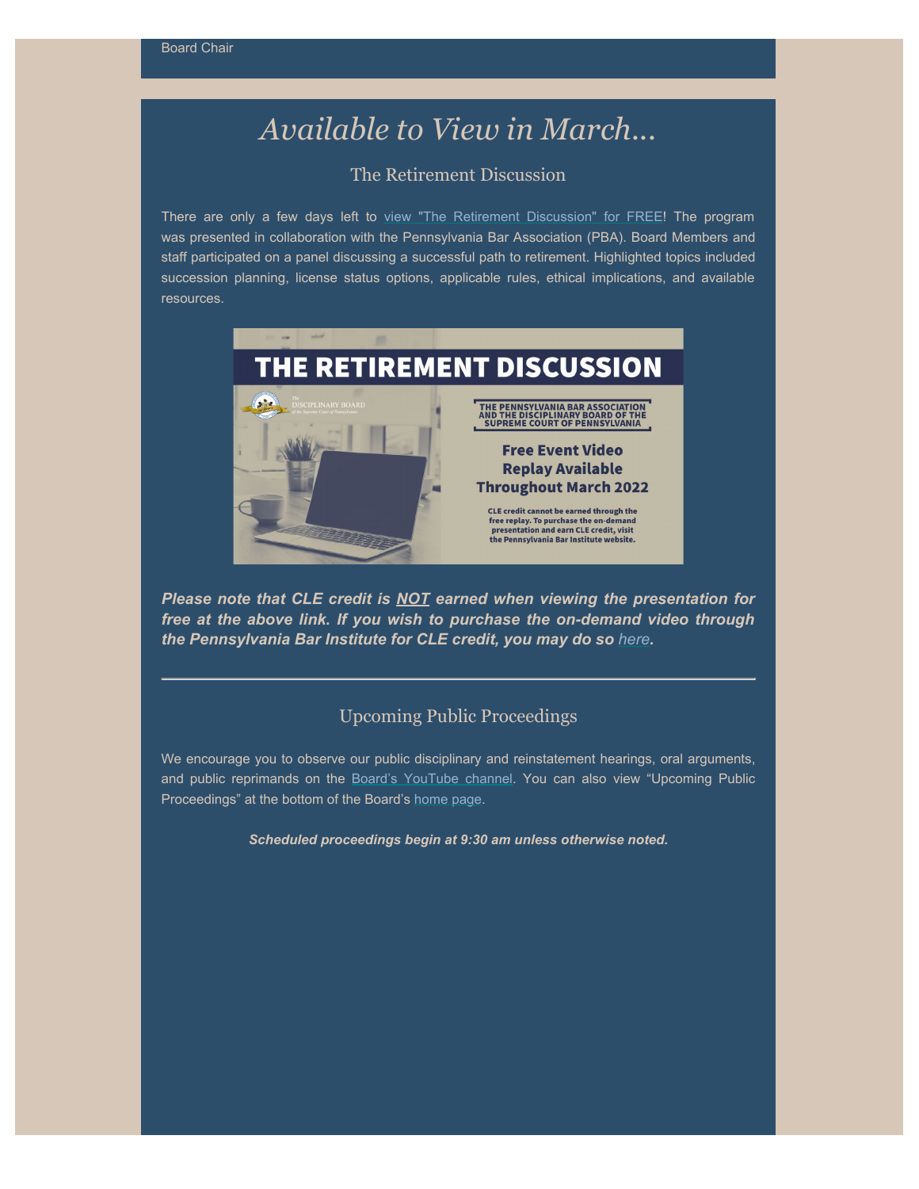Board Chair

# *Available to View in March...*

## The Retirement Discussion

There are only a few days left to view "The Retirement Discussion" for FREE! The program was presented in collaboration with the Pennsylvania Bar Association (PBA). Board Members and staff participated on a panel discussing a successful path to retirement. Highlighted topics included succession planning, license status options, applicable rules, ethical implications, and available resources.

THE RETIREMENT DISCUSSION

THE PENNSYLVANIA BAR ASSOCIATION AND THE DISCIPLINARY BOARD OF THE SUPREME COURT OF PENNSYLVANIA

**Free Event Video Replay Available Throughout March 2022**

CLE credit cannot be earned through the free replay. To purchase the on-demand presentation and earn CLE credit, visit the Pennsylvania Bar Institute website.

***Please note that CLE credit is NOT earned when viewing the presentation for free at the above link. If you wish to purchase the on-demand video through the Pennsylvania Bar Institute for CLE credit, you may do so here.***

---

## Upcoming Public Proceedings

We encourage you to observe our public disciplinary and reinstatement hearings, oral arguments, and public reprimands on the Board's YouTube channel. You can also view "Upcoming Public Proceedings" at the bottom of the Board's home page.

***Scheduled proceedings begin at 9:30 am unless otherwise noted.***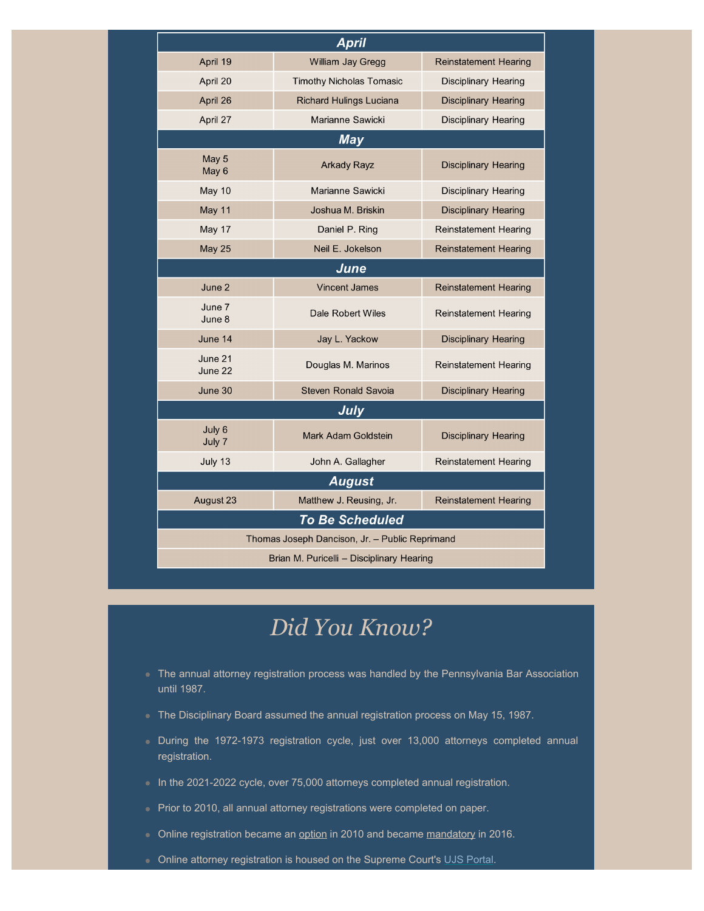| April | | |
|---|---|---|
| April 19 | William Jay Gregg | Reinstatement Hearing |
| April 20 | Timothy Nicholas Tomasic | Disciplinary Hearing |
| April 26 | Richard Hulings Luciana | Disciplinary Hearing |
| April 27 | Marianne Sawicki | Disciplinary Hearing |
| **May** | | |
| May 5<br>May 6 | Arkady Rayz | Disciplinary Hearing |
| May 10 | Marianne Sawicki | Disciplinary Hearing |
| May 11 | Joshua M. Briskin | Disciplinary Hearing |
| May 17 | Daniel P. Ring | Reinstatement Hearing |
| May 25 | Neil E. Jokelson | Reinstatement Hearing |
| **June** | | |
| June 2 | Vincent James | Reinstatement Hearing |
| June 7<br>June 8 | Dale Robert Wiles | Reinstatement Hearing |
| June 14 | Jay L. Yackow | Disciplinary Hearing |
| June 21<br>June 22 | Douglas M. Marinos | Reinstatement Hearing |
| June 30 | Steven Ronald Savoia | Disciplinary Hearing |
| **July** | | |
| July 6<br>July 7 | Mark Adam Goldstein | Disciplinary Hearing |
| July 13 | John A. Gallagher | Reinstatement Hearing |
| **August** | | |
| August 23 | Matthew J. Reusing, Jr. | Reinstatement Hearing |
| **To Be Scheduled** | | |
| Thomas Joseph Dancison, Jr. – Public Reprimand | | |
| Brian M. Puricelli – Disciplinary Hearing | | |

# *Did You Know?*

- The annual attorney registration process was handled by the Pennsylvania Bar Association until 1987.
- The Disciplinary Board assumed the annual registration process on May 15, 1987.
- During the 1972-1973 registration cycle, just over 13,000 attorneys completed annual registration.
- In the 2021-2022 cycle, over 75,000 attorneys completed annual registration.
- Prior to 2010, all annual attorney registrations were completed on paper.
- Online registration became an option in 2010 and became mandatory in 2016.
- Online attorney registration is housed on the Supreme Court's UJS Portal.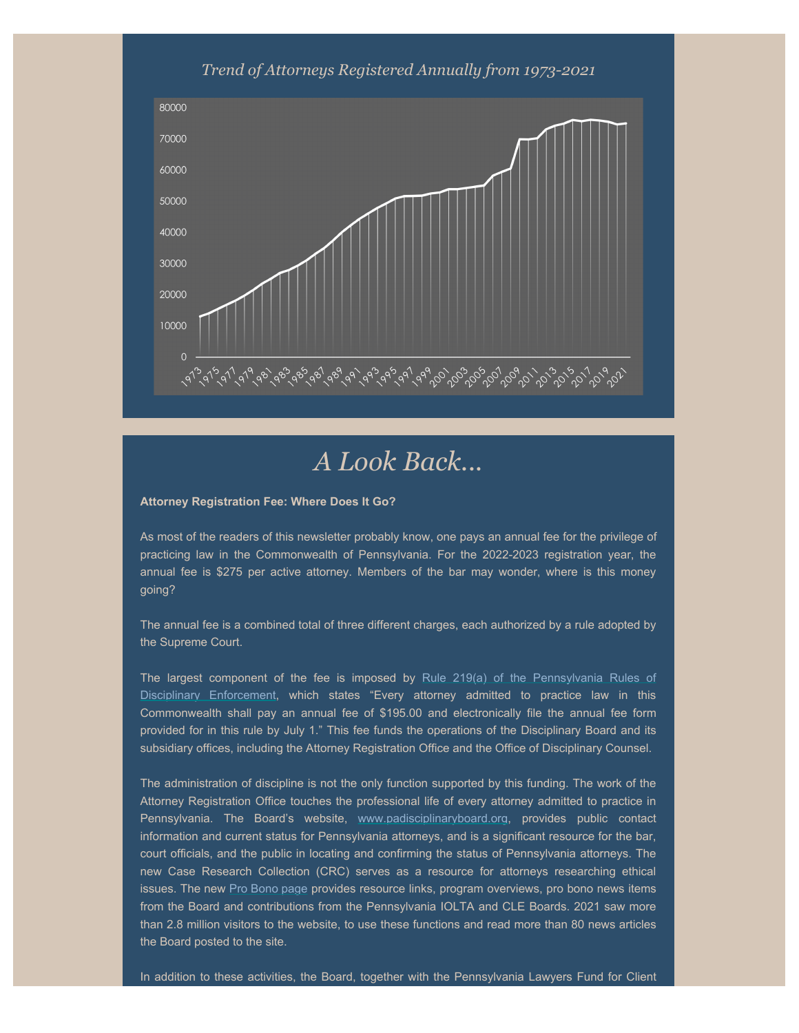*Trend of Attorneys Registered Annually from 1973-2021*

# *A Look Back...*

**Attorney Registration Fee: Where Does It Go?**

As most of the readers of this newsletter probably know, one pays an annual fee for the privilege of practicing law in the Commonwealth of Pennsylvania. For the 2022-2023 registration year, the annual fee is $275 per active attorney. Members of the bar may wonder, where is this money going?

The annual fee is a combined total of three different charges, each authorized by a rule adopted by the Supreme Court.

The largest component of the fee is imposed by Rule 219(a) of the Pennsylvania Rules of Disciplinary Enforcement, which states "Every attorney admitted to practice law in this Commonwealth shall pay an annual fee of $195.00 and electronically file the annual fee form provided for in this rule by July 1." This fee funds the operations of the Disciplinary Board and its subsidiary offices, including the Attorney Registration Office and the Office of Disciplinary Counsel.

The administration of discipline is not the only function supported by this funding. The work of the Attorney Registration Office touches the professional life of every attorney admitted to practice in Pennsylvania. The Board's website, www.padisciplinaryboard.org, provides public contact information and current status for Pennsylvania attorneys, and is a significant resource for the bar, court officials, and the public in locating and confirming the status of Pennsylvania attorneys. The new Case Research Collection (CRC) serves as a resource for attorneys researching ethical issues. The new Pro Bono page provides resource links, program overviews, pro bono news items from the Board and contributions from the Pennsylvania IOLTA and CLE Boards. 2021 saw more than 2.8 million visitors to the website, to use these functions and read more than 80 news articles the Board posted to the site.

In addition to these activities, the Board, together with the Pennsylvania Lawyers Fund for Client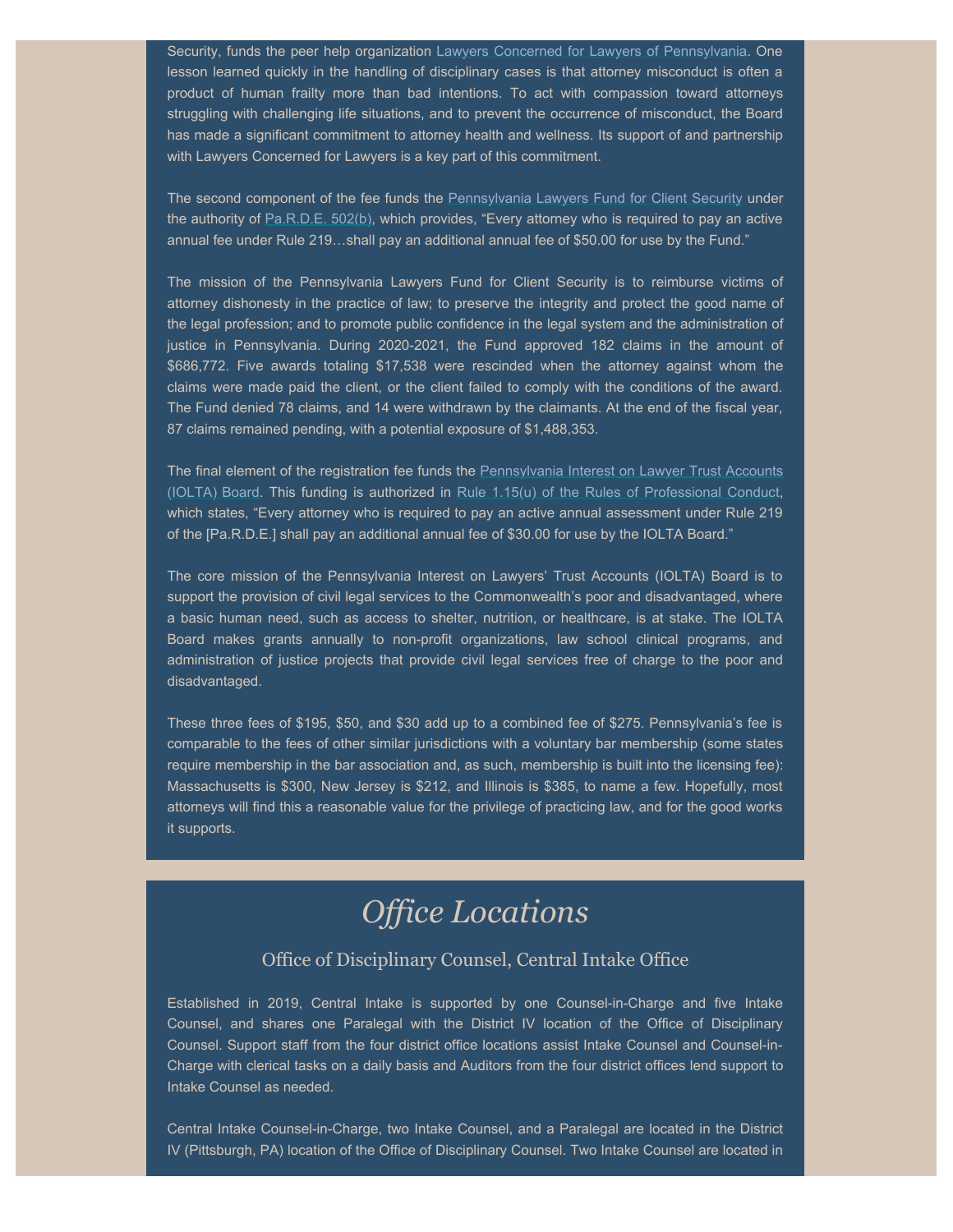Security, funds the peer help organization Lawyers Concerned for Lawyers of Pennsylvania. One lesson learned quickly in the handling of disciplinary cases is that attorney misconduct is often a product of human frailty more than bad intentions. To act with compassion toward attorneys struggling with challenging life situations, and to prevent the occurrence of misconduct, the Board has made a significant commitment to attorney health and wellness. Its support of and partnership with Lawyers Concerned for Lawyers is a key part of this commitment.

The second component of the fee funds the Pennsylvania Lawyers Fund for Client Security under the authority of Pa.R.D.E. 502(b), which provides, "Every attorney who is required to pay an active annual fee under Rule 219…shall pay an additional annual fee of $50.00 for use by the Fund."

The mission of the Pennsylvania Lawyers Fund for Client Security is to reimburse victims of attorney dishonesty in the practice of law; to preserve the integrity and protect the good name of the legal profession; and to promote public confidence in the legal system and the administration of justice in Pennsylvania. During 2020-2021, the Fund approved 182 claims in the amount of $686,772. Five awards totaling $17,538 were rescinded when the attorney against whom the claims were made paid the client, or the client failed to comply with the conditions of the award. The Fund denied 78 claims, and 14 were withdrawn by the claimants. At the end of the fiscal year, 87 claims remained pending, with a potential exposure of $1,488,353.

The final element of the registration fee funds the Pennsylvania Interest on Lawyer Trust Accounts (IOLTA) Board. This funding is authorized in Rule 1.15(u) of the Rules of Professional Conduct, which states, "Every attorney who is required to pay an active annual assessment under Rule 219 of the [Pa.R.D.E.] shall pay an additional annual fee of $30.00 for use by the IOLTA Board."

The core mission of the Pennsylvania Interest on Lawyers' Trust Accounts (IOLTA) Board is to support the provision of civil legal services to the Commonwealth's poor and disadvantaged, where a basic human need, such as access to shelter, nutrition, or healthcare, is at stake. The IOLTA Board makes grants annually to non-profit organizations, law school clinical programs, and administration of justice projects that provide civil legal services free of charge to the poor and disadvantaged.

These three fees of $195, $50, and $30 add up to a combined fee of $275. Pennsylvania's fee is comparable to the fees of other similar jurisdictions with a voluntary bar membership (some states require membership in the bar association and, as such, membership is built into the licensing fee): Massachusetts is $300, New Jersey is $212, and Illinois is $385, to name a few. Hopefully, most attorneys will find this a reasonable value for the privilege of practicing law, and for the good works it supports.

# *Office Locations*

## Office of Disciplinary Counsel, Central Intake Office

Established in 2019, Central Intake is supported by one Counsel-in-Charge and five Intake Counsel, and shares one Paralegal with the District IV location of the Office of Disciplinary Counsel. Support staff from the four district office locations assist Intake Counsel and Counsel-in-Charge with clerical tasks on a daily basis and Auditors from the four district offices lend support to Intake Counsel as needed.

Central Intake Counsel-in-Charge, two Intake Counsel, and a Paralegal are located in the District IV (Pittsburgh, PA) location of the Office of Disciplinary Counsel. Two Intake Counsel are located in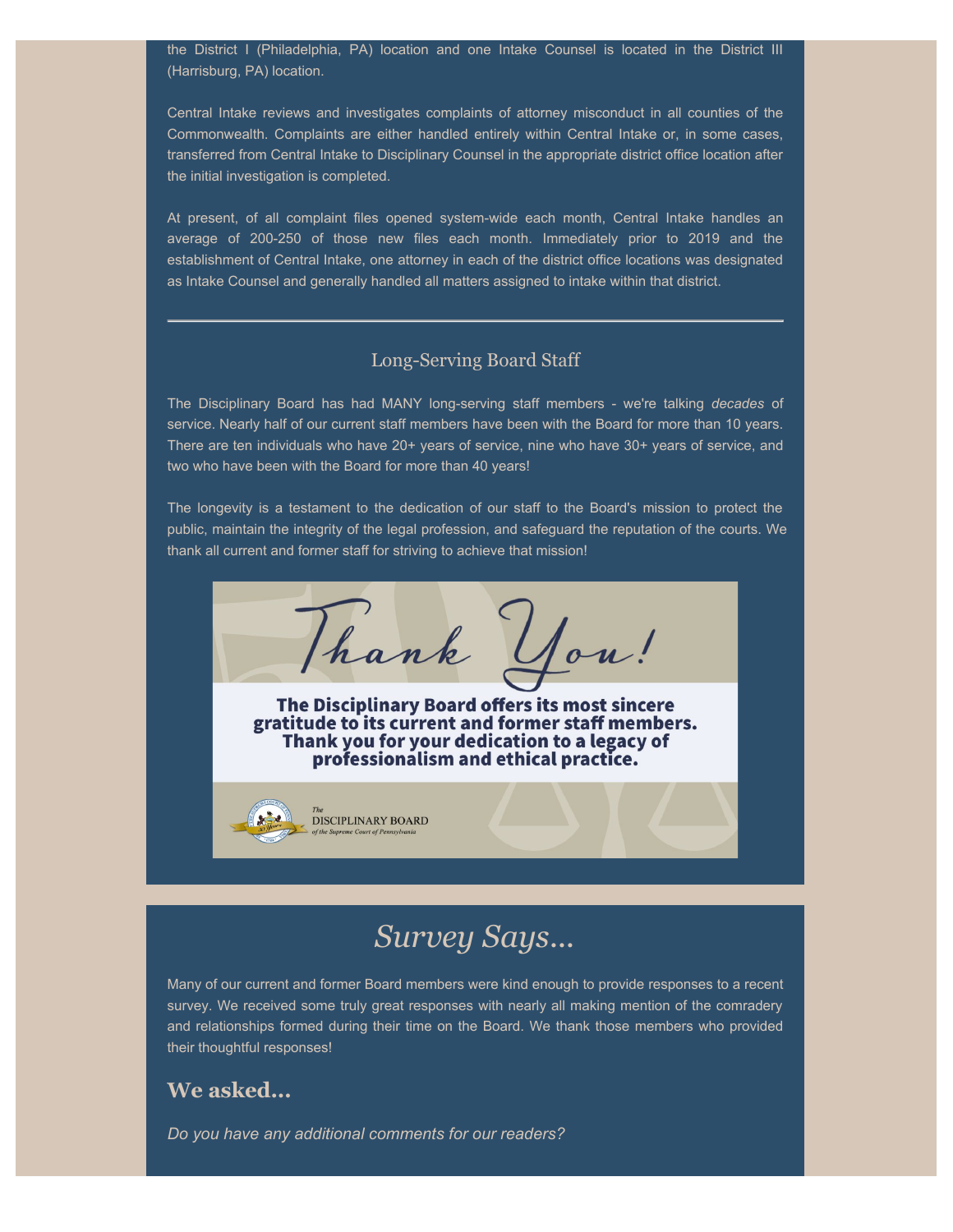the District I (Philadelphia, PA) location and one Intake Counsel is located in the District III (Harrisburg, PA) location.

Central Intake reviews and investigates complaints of attorney misconduct in all counties of the Commonwealth. Complaints are either handled entirely within Central Intake or, in some cases, transferred from Central Intake to Disciplinary Counsel in the appropriate district office location after the initial investigation is completed.

At present, of all complaint files opened system-wide each month, Central Intake handles an average of 200-250 of those new files each month. Immediately prior to 2019 and the establishment of Central Intake, one attorney in each of the district office locations was designated as Intake Counsel and generally handled all matters assigned to intake within that district.

---

## Long-Serving Board Staff

The Disciplinary Board has had MANY long-serving staff members - we're talking *decades* of service. Nearly half of our current staff members have been with the Board for more than 10 years. There are ten individuals who have 20+ years of service, nine who have 30+ years of service, and two who have been with the Board for more than 40 years!

The longevity is a testament to the dedication of our staff to the Board's mission to protect the public, maintain the integrity of the legal profession, and safeguard the reputation of the courts. We thank all current and former staff for striving to achieve that mission!

Thank You!

**The Disciplinary Board offers its most sincere gratitude to its current and former staff members. Thank you for your dedication to a legacy of professionalism and ethical practice.**

The DISCIPLINARY BOARD of the Supreme Court of Pennsylvania

# *Survey Says...*

Many of our current and former Board members were kind enough to provide responses to a recent survey. We received some truly great responses with nearly all making mention of the comradery and relationships formed during their time on the Board. We thank those members who provided their thoughtful responses!

### We asked...

*Do you have any additional comments for our readers?*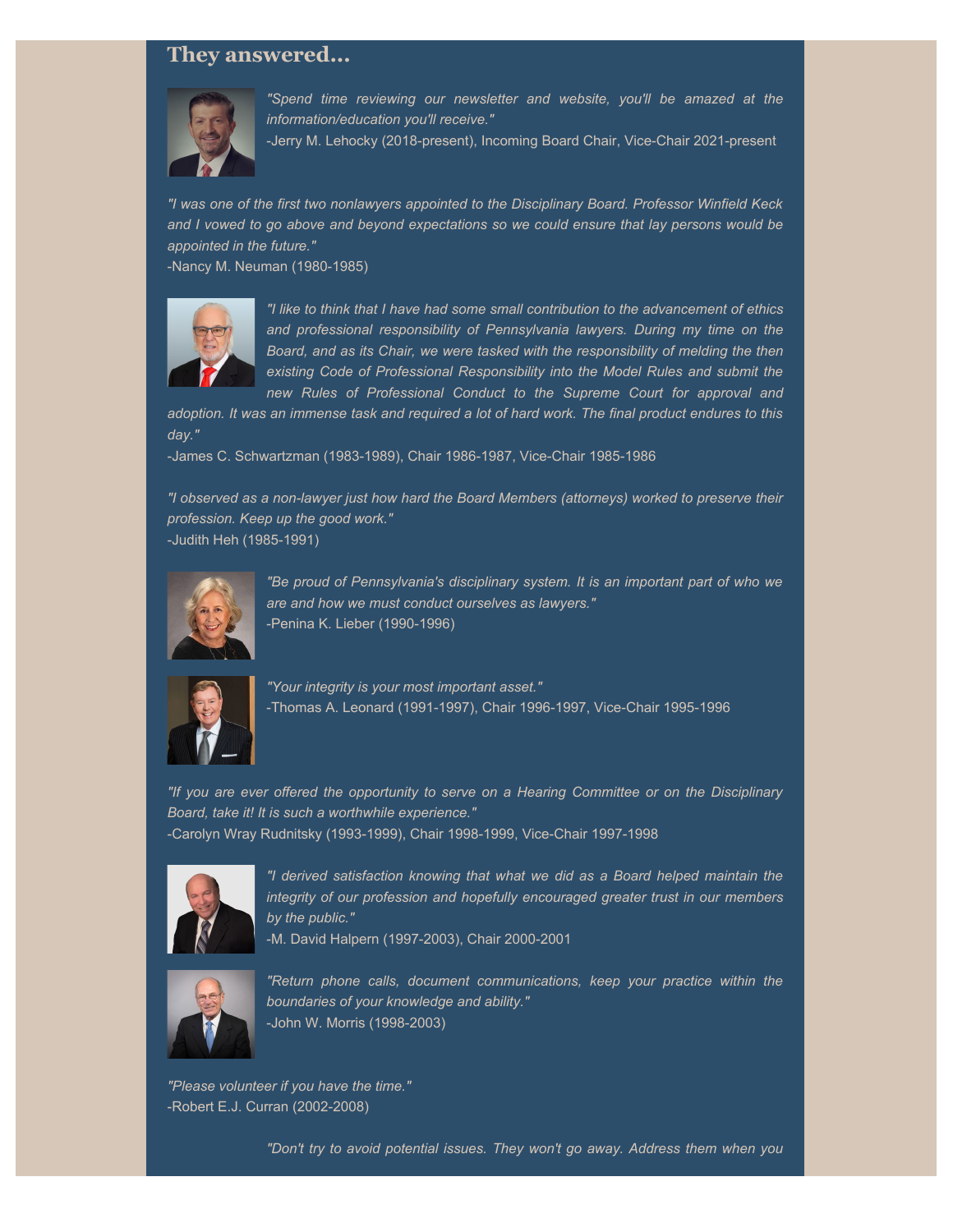## They answered...

*"Spend time reviewing our newsletter and website, you'll be amazed at the information/education you'll receive."*
-Jerry M. Lehocky (2018-present), Incoming Board Chair, Vice-Chair 2021-present

*"I was one of the first two nonlawyers appointed to the Disciplinary Board. Professor Winfield Keck and I vowed to go above and beyond expectations so we could ensure that lay persons would be appointed in the future."*
-Nancy M. Neuman (1980-1985)

*"I like to think that I have had some small contribution to the advancement of ethics and professional responsibility of Pennsylvania lawyers. During my time on the Board, and as its Chair, we were tasked with the responsibility of melding the then existing Code of Professional Responsibility into the Model Rules and submit the new Rules of Professional Conduct to the Supreme Court for approval and adoption. It was an immense task and required a lot of hard work. The final product endures to this day."*
-James C. Schwartzman (1983-1989), Chair 1986-1987, Vice-Chair 1985-1986

*"I observed as a non-lawyer just how hard the Board Members (attorneys) worked to preserve their profession. Keep up the good work."*
-Judith Heh (1985-1991)

*"Be proud of Pennsylvania's disciplinary system. It is an important part of who we are and how we must conduct ourselves as lawyers."*
-Penina K. Lieber (1990-1996)

*"Your integrity is your most important asset."*
-Thomas A. Leonard (1991-1997), Chair 1996-1997, Vice-Chair 1995-1996

*"If you are ever offered the opportunity to serve on a Hearing Committee or on the Disciplinary Board, take it! It is such a worthwhile experience."*
-Carolyn Wray Rudnitsky (1993-1999), Chair 1998-1999, Vice-Chair 1997-1998

*"I derived satisfaction knowing that what we did as a Board helped maintain the integrity of our profession and hopefully encouraged greater trust in our members by the public."*
-M. David Halpern (1997-2003), Chair 2000-2001

*"Return phone calls, document communications, keep your practice within the boundaries of your knowledge and ability."*
-John W. Morris (1998-2003)

*"Please volunteer if you have the time."*
-Robert E.J. Curran (2002-2008)

*"Don't try to avoid potential issues. They won't go away. Address them when you*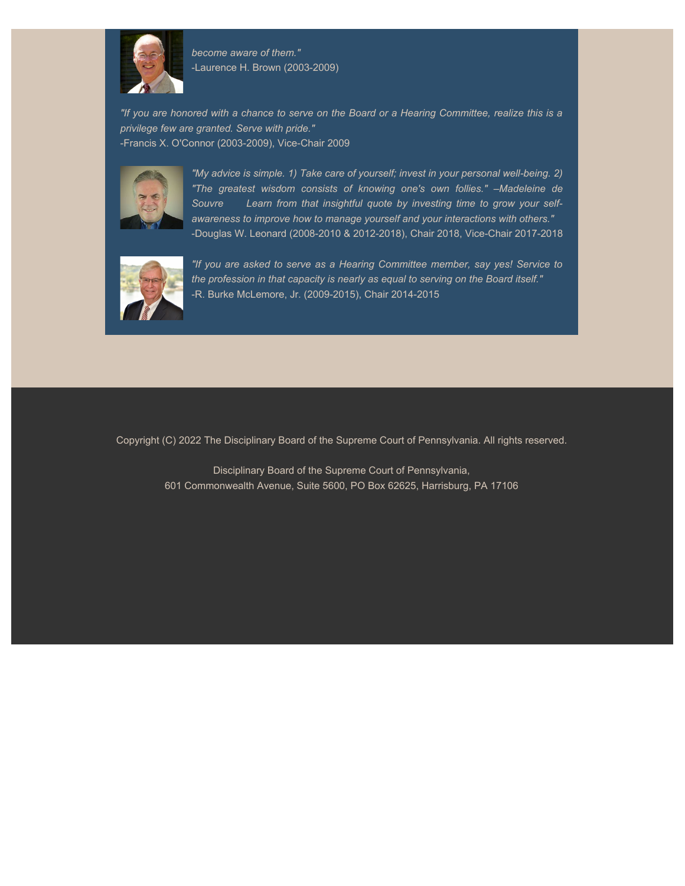*become aware of them."*
-Laurence H. Brown (2003-2009)

*"If you are honored with a chance to serve on the Board or a Hearing Committee, realize this is a privilege few are granted. Serve with pride."*
-Francis X. O'Connor (2003-2009), Vice-Chair 2009

*"My advice is simple. 1) Take care of yourself; invest in your personal well-being. 2) "The greatest wisdom consists of knowing one's own follies." –Madeleine de Souvre Learn from that insightful quote by investing time to grow your self-awareness to improve how to manage yourself and your interactions with others."*
-Douglas W. Leonard (2008-2010 & 2012-2018), Chair 2018, Vice-Chair 2017-2018

*"If you are asked to serve as a Hearing Committee member, say yes! Service to the profession in that capacity is nearly as equal to serving on the Board itself."*
-R. Burke McLemore, Jr. (2009-2015), Chair 2014-2015

Copyright (C) 2022 The Disciplinary Board of the Supreme Court of Pennsylvania. All rights reserved.

Disciplinary Board of the Supreme Court of Pennsylvania,
601 Commonwealth Avenue, Suite 5600, PO Box 62625, Harrisburg, PA 17106